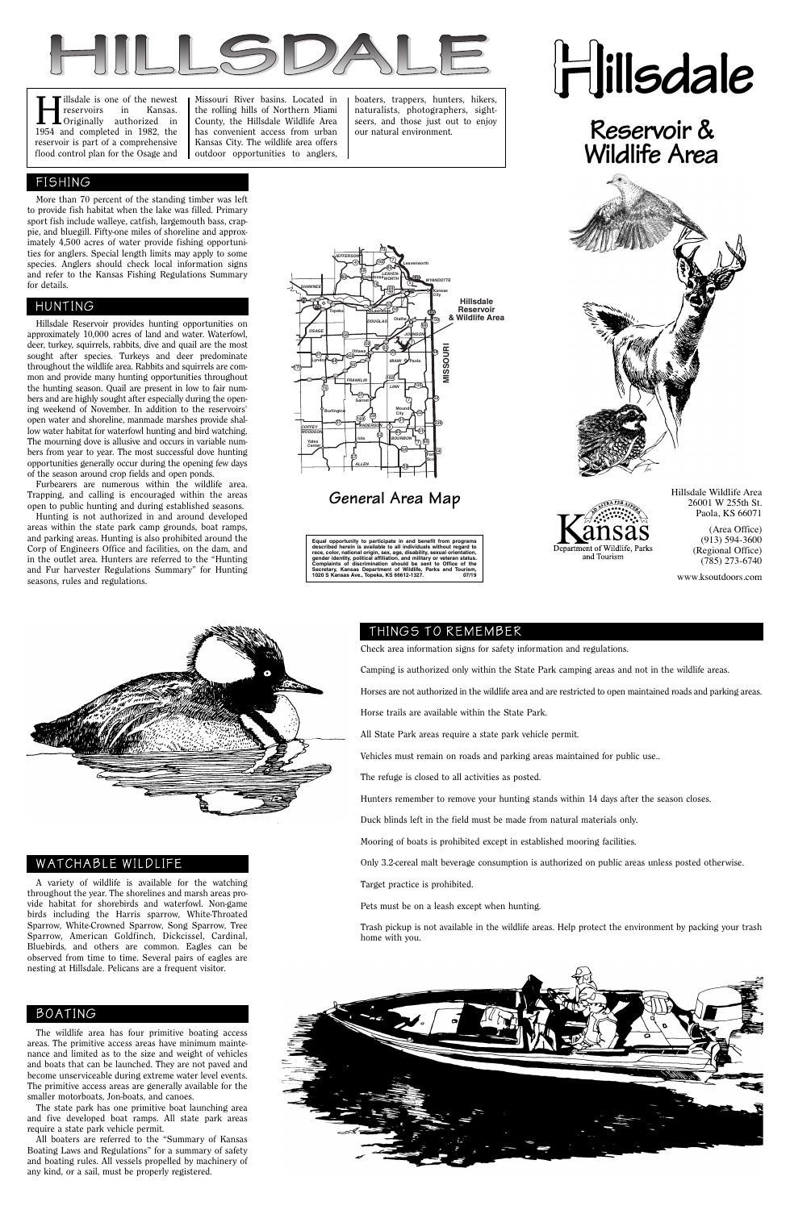# HILLSDALE

# Hillsdale

## Reservoir & Wildlife Area

Hillsdale is one of the newest reservoirs in Kansas. Originally authorized in 1954 and completed in 1982, the reservoir is part of a comprehensive flood control plan for the Osage and Missouri River basins. Located in the rolling hills of Northern Miami County, the Hillsdale Wildlife Area has convenient access from urban Kansas City. The wildlife area offers outdoor opportunities to anglers, boaters, trappers, hunters, hikers, naturalists, photographers, sightseers, and those just out to enjoy our natural environment.

## FISHING

More than 70 percent of the standing timber was left to provide fish habitat when the lake was filled. Primary sport fish include walleye, catfish, largemouth bass, crappie, and bluegill. Fifty-one miles of shoreline and approximately 4,500 acres of water provide fishing opportunities for anglers. Special length limits may apply to some species. Anglers should check local information signs and refer to the Kansas Fishing Regulations Summary for details.

## HUNTING

Hillsdale Reservoir provides hunting opportunities on approximately 10,000 acres of land and water. Waterfowl, deer, turkey, squirrels, rabbits, dive and quail are the most sought after species. Turkeys and deer predominate throughout the wildlife area. Rabbits and squirrels are common and provide many hunting opportunities throughout the hunting season. Quail are present in low to fair numbers and are highly sought after especially during the opening weekend of November. In addition to the reservoirs' open water and shoreline, manmade marshes provide shallow water habitat for waterfowl hunting and bird watching. The mourning dove is allusive and occurs in variable numbers from year to year. The most successful dove hunting opportunities generally occur during the opening few days of the season around crop fields and open ponds.

Furbearers are numerous within the wildlife area. Trapping, and calling is encouraged within the areas open to public hunting and during established seasons.

Hunting is not authorized in and around developed areas within the state park camp grounds, boat ramps, and parking areas. Hunting is also prohibited around the Corp of Engineers Office and facilities, on the dam, and in the outlet area. Hunters are referred to the "Hunting and Fur harvester Regulations Summary" for Hunting seasons, rules and regulations.

Hillsdale Reservoir & Wildlife Area

General Area Map

Equal opportunity to participate in and benefit from programs described herein is available to all individuals without regard to race, color, national origin, sex, age, disability, sexual orientation, gender identity, political affiliation, and military or veteran status. Complaints of discrimination should be sent to Office of the Secretary, Kansas Department of Wildlife, Parks and Tourism, 1020 S Kansas Ave., Topeka, KS 66612-1327. 07/15

Kansas Department of Wildlife, Parks and Tourism

Hillsdale Wildlife Area
26001 W 255th St.
Paola, KS 66071

(Area Office)
(913) 594-3600
(Regional Office)
(785) 273-6740

www.ksoutdoors.com

## THINGS TO REMEMBER

Check area information signs for safety information and regulations.

Camping is authorized only within the State Park camping areas and not in the wildlife areas.

Horses are not authorized in the wildlife area and are restricted to open maintained roads and parking areas.

Horse trails are available within the State Park.

All State Park areas require a state park vehicle permit.

Vehicles must remain on roads and parking areas maintained for public use..

The refuge is closed to all activities as posted.

Hunters remember to remove your hunting stands within 14 days after the season closes.

Duck blinds left in the field must be made from natural materials only.

Mooring of boats is prohibited except in established mooring facilities.

Only 3.2-cereal malt beverage consumption is authorized on public areas unless posted otherwise.

Target practice is prohibited.

Pets must be on a leash except when hunting.

Trash pickup is not available in the wildlife areas. Help protect the environment by packing your trash home with you.

## WATCHABLE WILDLIFE

A variety of wildlife is available for the watching throughout the year. The shorelines and marsh areas provide habitat for shorebirds and waterfowl. Non-game birds including the Harris sparrow, White-Throated Sparrow, White-Crowned Sparrow, Song Sparrow, Tree Sparrow, American Goldfinch, Dickcissel, Cardinal, Bluebirds, and others are common. Eagles can be observed from time to time. Several pairs of eagles are nesting at Hillsdale. Pelicans are a frequent visitor.

## BOATING

The wildlife area has four primitive boating access areas. The primitive access areas have minimum maintenance and limited as to the size and weight of vehicles and boats that can be launched. They are not paved and become unserviceable during extreme water level events. The primitive access areas are generally available for the smaller motorboats, Jon-boats, and canoes.

The state park has one primitive boat launching area and five developed boat ramps. All state park areas require a state park vehicle permit.

All boaters are referred to the "Summary of Kansas Boating Laws and Regulations" for a summary of safety and boating rules. All vessels propelled by machinery of any kind, or a sail, must be properly registered.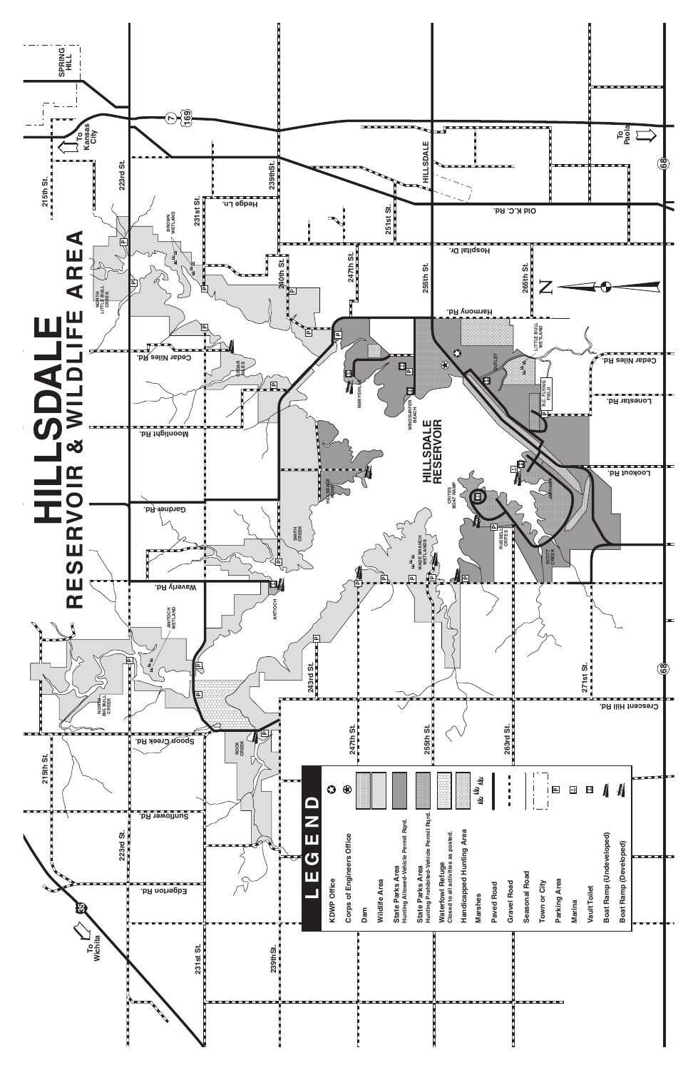# HILLSDALE

## RESERVOIR & WILDLIFE AREA

## LEGEND

- KDWP Office
- Corps of Engineers Office
- Dam
- Wildlife Area
- State Parks Area
  Hunting Allowed-Vehicle Permit Rqrd.
- State Parks Area
  Hunting Prohibited-Vehicle Permit Rqrd.
- Waterfowl Refuge
  Closed to all activities as posted.
- Handicapped Hunting Area
- Marshes
- Paved Road
- Gravel Road
- Seasonal Road
- Town or City
- Parking Area
- Marina
- Vault Toilet
- Boat Ramp (Undeveloped)
- Boat Ramp (Developed)

HILLSDALE RESERVOIR

SPRING HILL

To Kansas City

To Paola

To Wichita

HILLSDALE

215th St.
223rd St.
231st St.
239th St.
240th St.
243rd St.
247th St.
251st St.
255th St.
263rd St.
265th St.
271st St.

Hedge Ln.
Old K.C. Rd.
Hospital Dr.
Harmony Rd.
Cedar Niles Rd.
Lonestar Rd.
Lookout Rd.
Moonlight Rd.
Gardner Rd.
Waverly Rd.
Crescent Hill Rd.
Spoon Creek Rd.
Sunflower Rd.
Edgerton Rd.

7
169
35
68

NORTH LITTLE BULL CREEK
BROWN WETLAND
CEDAR NILES
MAYSVILLE
WINDSURFER BEACH
OUTLET
LITTLE BULL WETLAND
R.C. FLYING FIELD
HILLSDALE POINT
SMITH CREEK
CRITES BOAT RAMP
JAYHAWK
RUSSELL CRITES
SCOTT CREEK
WADE BRANCH WETLANDS
ANTIOCH
ANTIOCH WETLAND
NORTH BIG BULL CREEK
ROCK CREEK

N